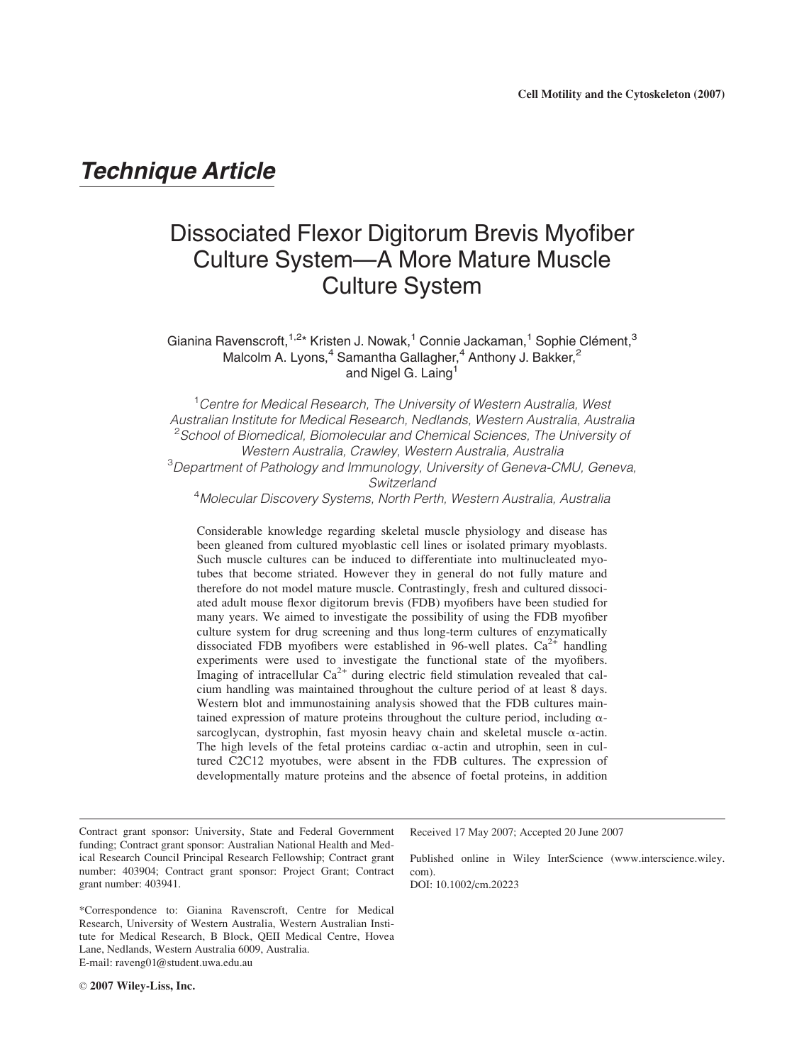*Technique Article*

# Dissociated Flexor Digitorum Brevis Myofiber Culture System—A More Mature Muscle Culture System

Gianina Ravenscroft,[1,2]* Kristen J. Nowak,[1] Connie Jackaman,[1] Sophie Clément,[3] Malcolm A. Lyons,[4] Samantha Gallagher,[4] Anthony J. Bakker,[2] and Nigel G. Laing[1]

[1]*Centre for Medical Research, The University of Western Australia, West Australian Institute for Medical Research, Nedlands, Western Australia, Australia*
[2]*School of Biomedical, Biomolecular and Chemical Sciences, The University of Western Australia, Crawley, Western Australia, Australia*
[3]*Department of Pathology and Immunology, University of Geneva-CMU, Geneva, Switzerland*
[4]*Molecular Discovery Systems, North Perth, Western Australia, Australia*

Considerable knowledge regarding skeletal muscle physiology and disease has been gleaned from cultured myoblastic cell lines or isolated primary myoblasts. Such muscle cultures can be induced to differentiate into multinucleated myotubes that become striated. However they in general do not fully mature and therefore do not model mature muscle. Contrastingly, fresh and cultured dissociated adult mouse flexor digitorum brevis (FDB) myofibers have been studied for many years. We aimed to investigate the possibility of using the FDB myofiber culture system for drug screening and thus long-term cultures of enzymatically dissociated FDB myofibers were established in 96-well plates. $Ca^{2+}$ handling experiments were used to investigate the functional state of the myofibers. Imaging of intracellular $Ca^{2+}$ during electric field stimulation revealed that calcium handling was maintained throughout the culture period of at least 8 days. Western blot and immunostaining analysis showed that the FDB cultures maintained expression of mature proteins throughout the culture period, including α-sarcoglycan, dystrophin, fast myosin heavy chain and skeletal muscle α-actin. The high levels of the fetal proteins cardiac α-actin and utrophin, seen in cultured C2C12 myotubes, were absent in the FDB cultures. The expression of developmentally mature proteins and the absence of foetal proteins, in addition

---

Contract grant sponsor: University, State and Federal Government funding; Contract grant sponsor: Australian National Health and Medical Research Council Principal Research Fellowship; Contract grant number: 403904; Contract grant sponsor: Project Grant; Contract grant number: 403941.

*Correspondence to: Gianina Ravenscroft, Centre for Medical Research, University of Western Australia, Western Australian Institute for Medical Research, B Block, QEII Medical Centre, Hovea Lane, Nedlands, Western Australia 6009, Australia.
E-mail: raveng01@student.uwa.edu.au

Received 17 May 2007; Accepted 20 June 2007

Published online in Wiley InterScience (www.interscience.wiley.com).
DOI: 10.1002/cm.20223

© 2007 Wiley-Liss, Inc.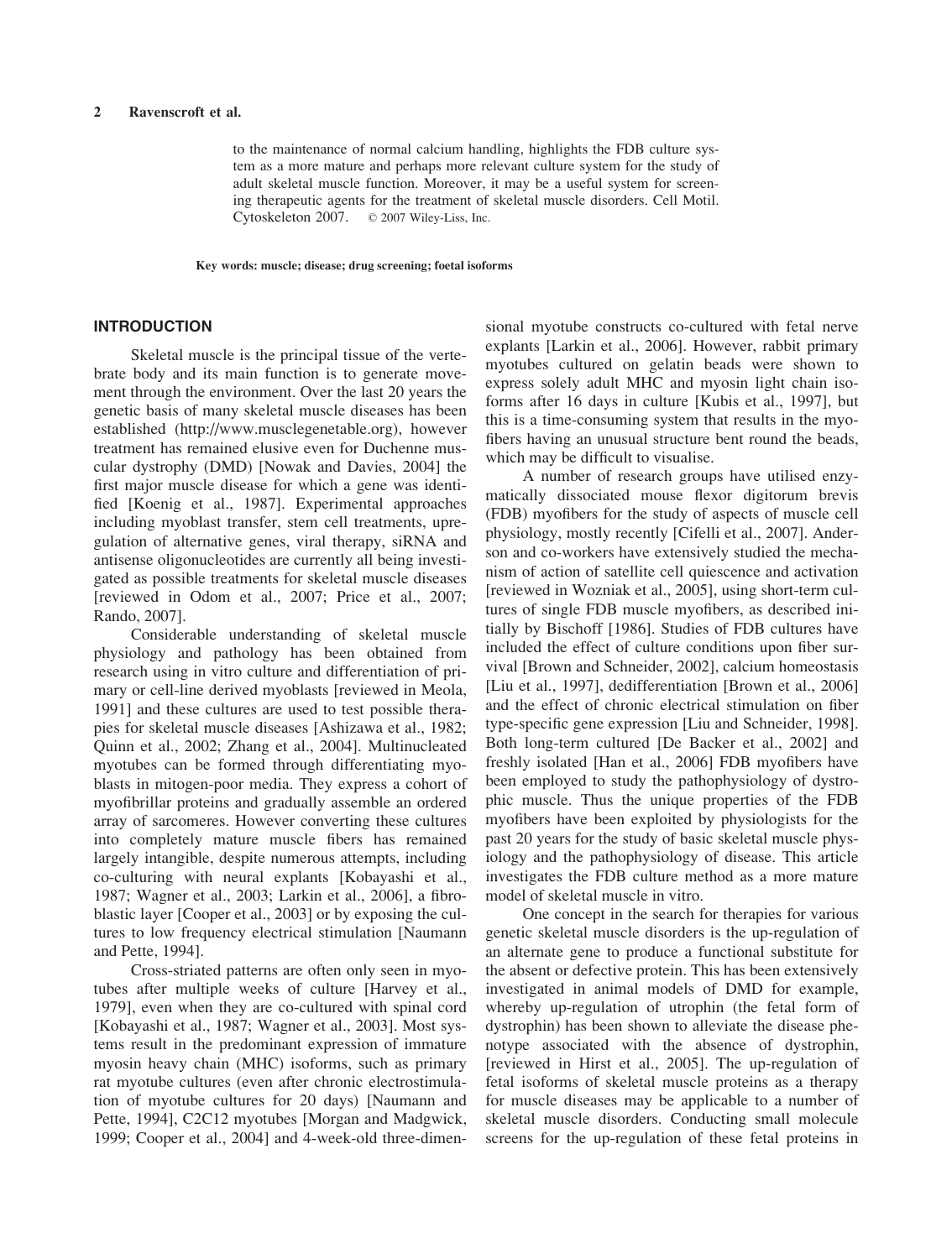to the maintenance of normal calcium handling, highlights the FDB culture system as a more mature and perhaps more relevant culture system for the study of adult skeletal muscle function. Moreover, it may be a useful system for screening therapeutic agents for the treatment of skeletal muscle disorders. Cell Motil. Cytoskeleton 2007. © 2007 Wiley-Liss, Inc.

**Key words: muscle; disease; drug screening; foetal isoforms**

## INTRODUCTION

Skeletal muscle is the principal tissue of the vertebrate body and its main function is to generate movement through the environment. Over the last 20 years the genetic basis of many skeletal muscle diseases has been established (http://www.musclegenetable.org), however treatment has remained elusive even for Duchenne muscular dystrophy (DMD) [Nowak and Davies, 2004] the first major muscle disease for which a gene was identified [Koenig et al., 1987]. Experimental approaches including myoblast transfer, stem cell treatments, upregulation of alternative genes, viral therapy, siRNA and antisense oligonucleotides are currently all being investigated as possible treatments for skeletal muscle diseases [reviewed in Odom et al., 2007; Price et al., 2007; Rando, 2007].

Considerable understanding of skeletal muscle physiology and pathology has been obtained from research using in vitro culture and differentiation of primary or cell-line derived myoblasts [reviewed in Meola, 1991] and these cultures are used to test possible therapies for skeletal muscle diseases [Ashizawa et al., 1982; Quinn et al., 2002; Zhang et al., 2004]. Multinucleated myotubes can be formed through differentiating myoblasts in mitogen-poor media. They express a cohort of myofibrillar proteins and gradually assemble an ordered array of sarcomeres. However converting these cultures into completely mature muscle fibers has remained largely intangible, despite numerous attempts, including co-culturing with neural explants [Kobayashi et al., 1987; Wagner et al., 2003; Larkin et al., 2006], a fibroblastic layer [Cooper et al., 2003] or by exposing the cultures to low frequency electrical stimulation [Naumann and Pette, 1994].

Cross-striated patterns are often only seen in myotubes after multiple weeks of culture [Harvey et al., 1979], even when they are co-cultured with spinal cord [Kobayashi et al., 1987; Wagner et al., 2003]. Most systems result in the predominant expression of immature myosin heavy chain (MHC) isoforms, such as primary rat myotube cultures (even after chronic electrostimulation of myotube cultures for 20 days) [Naumann and Pette, 1994], C2C12 myotubes [Morgan and Madgwick, 1999; Cooper et al., 2004] and 4-week-old three-dimensional myotube constructs co-cultured with fetal nerve explants [Larkin et al., 2006]. However, rabbit primary myotubes cultured on gelatin beads were shown to express solely adult MHC and myosin light chain isoforms after 16 days in culture [Kubis et al., 1997], but this is a time-consuming system that results in the myofibers having an unusual structure bent round the beads, which may be difficult to visualise.

A number of research groups have utilised enzymatically dissociated mouse flexor digitorum brevis (FDB) myofibers for the study of aspects of muscle cell physiology, mostly recently [Cifelli et al., 2007]. Anderson and co-workers have extensively studied the mechanism of action of satellite cell quiescence and activation [reviewed in Wozniak et al., 2005], using short-term cultures of single FDB muscle myofibers, as described initially by Bischoff [1986]. Studies of FDB cultures have included the effect of culture conditions upon fiber survival [Brown and Schneider, 2002], calcium homeostasis [Liu et al., 1997], dedifferentiation [Brown et al., 2006] and the effect of chronic electrical stimulation on fiber type-specific gene expression [Liu and Schneider, 1998]. Both long-term cultured [De Backer et al., 2002] and freshly isolated [Han et al., 2006] FDB myofibers have been employed to study the pathophysiology of dystrophic muscle. Thus the unique properties of the FDB myofibers have been exploited by physiologists for the past 20 years for the study of basic skeletal muscle physiology and the pathophysiology of disease. This article investigates the FDB culture method as a more mature model of skeletal muscle in vitro.

One concept in the search for therapies for various genetic skeletal muscle disorders is the up-regulation of an alternate gene to produce a functional substitute for the absent or defective protein. This has been extensively investigated in animal models of DMD for example, whereby up-regulation of utrophin (the fetal form of dystrophin) has been shown to alleviate the disease phenotype associated with the absence of dystrophin, [reviewed in Hirst et al., 2005]. The up-regulation of fetal isoforms of skeletal muscle proteins as a therapy for muscle diseases may be applicable to a number of skeletal muscle disorders. Conducting small molecule screens for the up-regulation of these fetal proteins in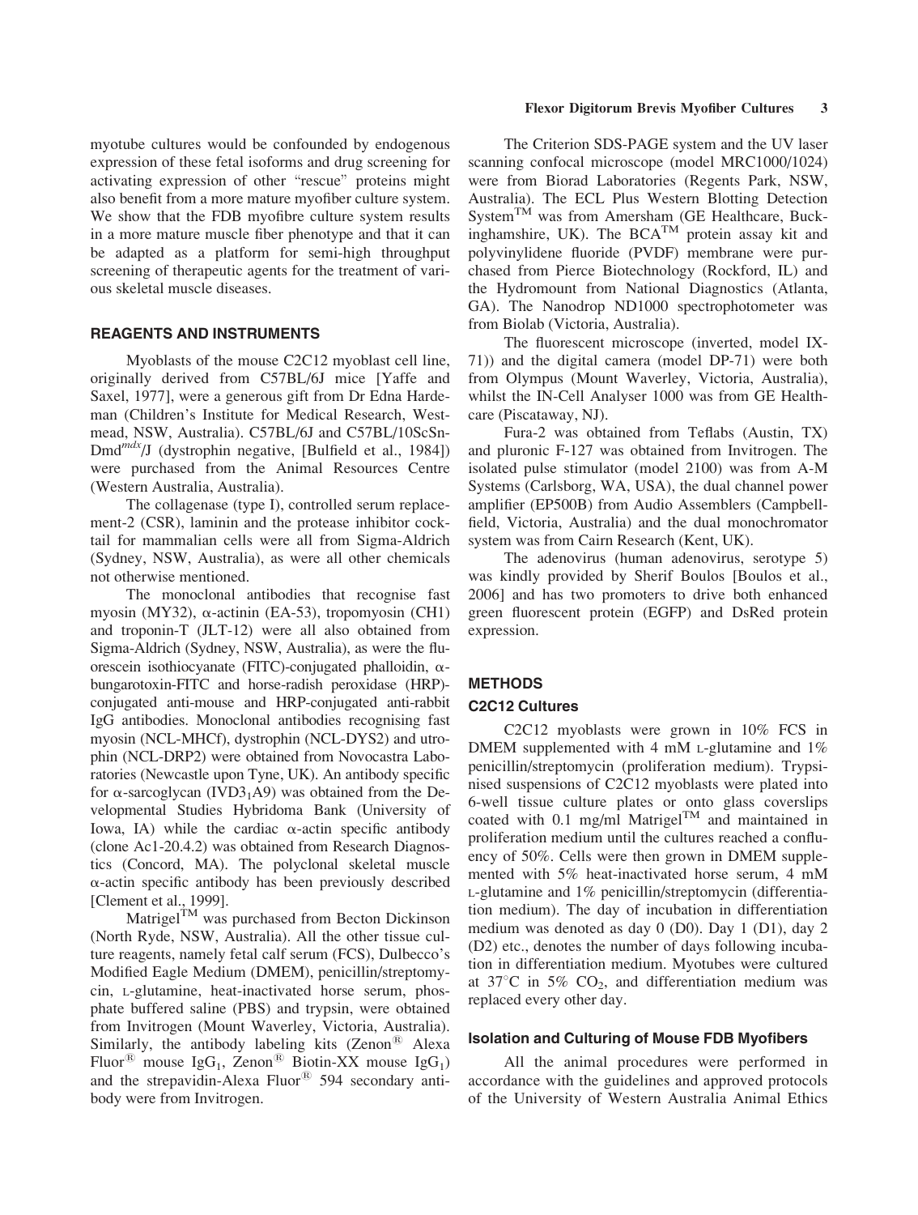myotube cultures would be confounded by endogenous expression of these fetal isoforms and drug screening for activating expression of other "rescue" proteins might also benefit from a more mature myofiber culture system. We show that the FDB myofibre culture system results in a more mature muscle fiber phenotype and that it can be adapted as a platform for semi-high throughput screening of therapeutic agents for the treatment of various skeletal muscle diseases.

## REAGENTS AND INSTRUMENTS

Myoblasts of the mouse C2C12 myoblast cell line, originally derived from C57BL/6J mice [Yaffe and Saxel, 1977], were a generous gift from Dr Edna Hardeman (Children's Institute for Medical Research, Westmead, NSW, Australia). C57BL/6J and C57BL/10ScSn-Dmd$^{mdx}$/J (dystrophin negative, [Bulfield et al., 1984]) were purchased from the Animal Resources Centre (Western Australia, Australia).

The collagenase (type I), controlled serum replacement-2 (CSR), laminin and the protease inhibitor cocktail for mammalian cells were all from Sigma-Aldrich (Sydney, NSW, Australia), as were all other chemicals not otherwise mentioned.

The monoclonal antibodies that recognise fast myosin (MY32), α-actinin (EA-53), tropomyosin (CH1) and troponin-T (JLT-12) were all also obtained from Sigma-Aldrich (Sydney, NSW, Australia), as were the fluorescein isothiocyanate (FITC)-conjugated phalloidin, α-bungarotoxin-FITC and horse-radish peroxidase (HRP)-conjugated anti-mouse and HRP-conjugated anti-rabbit IgG antibodies. Monoclonal antibodies recognising fast myosin (NCL-MHCf), dystrophin (NCL-DYS2) and utrophin (NCL-DRP2) were obtained from Novocastra Laboratories (Newcastle upon Tyne, UK). An antibody specific for α-sarcoglycan (IVD3$_1$A9) was obtained from the Developmental Studies Hybridoma Bank (University of Iowa, IA) while the cardiac α-actin specific antibody (clone Ac1-20.4.2) was obtained from Research Diagnostics (Concord, MA). The polyclonal skeletal muscle α-actin specific antibody has been previously described [Clement et al., 1999].

Matrigel™ was purchased from Becton Dickinson (North Ryde, NSW, Australia). All the other tissue culture reagents, namely fetal calf serum (FCS), Dulbecco's Modified Eagle Medium (DMEM), penicillin/streptomycin, L-glutamine, heat-inactivated horse serum, phosphate buffered saline (PBS) and trypsin, were obtained from Invitrogen (Mount Waverley, Victoria, Australia). Similarly, the antibody labeling kits (Zenon® Alexa Fluor® mouse IgG$_1$, Zenon® Biotin-XX mouse IgG$_1$) and the strepavidin-Alexa Fluor® 594 secondary antibody were from Invitrogen.

The Criterion SDS-PAGE system and the UV laser scanning confocal microscope (model MRC1000/1024) were from Biorad Laboratories (Regents Park, NSW, Australia). The ECL Plus Western Blotting Detection System™ was from Amersham (GE Healthcare, Buckinghamshire, UK). The BCA™ protein assay kit and polyvinylidene fluoride (PVDF) membrane were purchased from Pierce Biotechnology (Rockford, IL) and the Hydromount from National Diagnostics (Atlanta, GA). The Nanodrop ND1000 spectrophotometer was from Biolab (Victoria, Australia).

The fluorescent microscope (inverted, model IX-71)) and the digital camera (model DP-71) were both from Olympus (Mount Waverley, Victoria, Australia), whilst the IN-Cell Analyser 1000 was from GE Healthcare (Piscataway, NJ).

Fura-2 was obtained from Teflabs (Austin, TX) and pluronic F-127 was obtained from Invitrogen. The isolated pulse stimulator (model 2100) was from A-M Systems (Carlsborg, WA, USA), the dual channel power amplifier (EP500B) from Audio Assemblers (Campbellfield, Victoria, Australia) and the dual monochromator system was from Cairn Research (Kent, UK).

The adenovirus (human adenovirus, serotype 5) was kindly provided by Sherif Boulos [Boulos et al., 2006] and has two promoters to drive both enhanced green fluorescent protein (EGFP) and DsRed protein expression.

## METHODS

### C2C12 Cultures

C2C12 myoblasts were grown in 10% FCS in DMEM supplemented with 4 mM L-glutamine and 1% penicillin/streptomycin (proliferation medium). Trypsinised suspensions of C2C12 myoblasts were plated into 6-well tissue culture plates or onto glass coverslips coated with 0.1 mg/ml Matrigel™ and maintained in proliferation medium until the cultures reached a confluency of 50%. Cells were then grown in DMEM supplemented with 5% heat-inactivated horse serum, 4 mM L-glutamine and 1% penicillin/streptomycin (differentiation medium). The day of incubation in differentiation medium was denoted as day 0 (D0). Day 1 (D1), day 2 (D2) etc., denotes the number of days following incubation in differentiation medium. Myotubes were cultured at 37°C in 5% $CO_2$, and differentiation medium was replaced every other day.

### Isolation and Culturing of Mouse FDB Myofibers

All the animal procedures were performed in accordance with the guidelines and approved protocols of the University of Western Australia Animal Ethics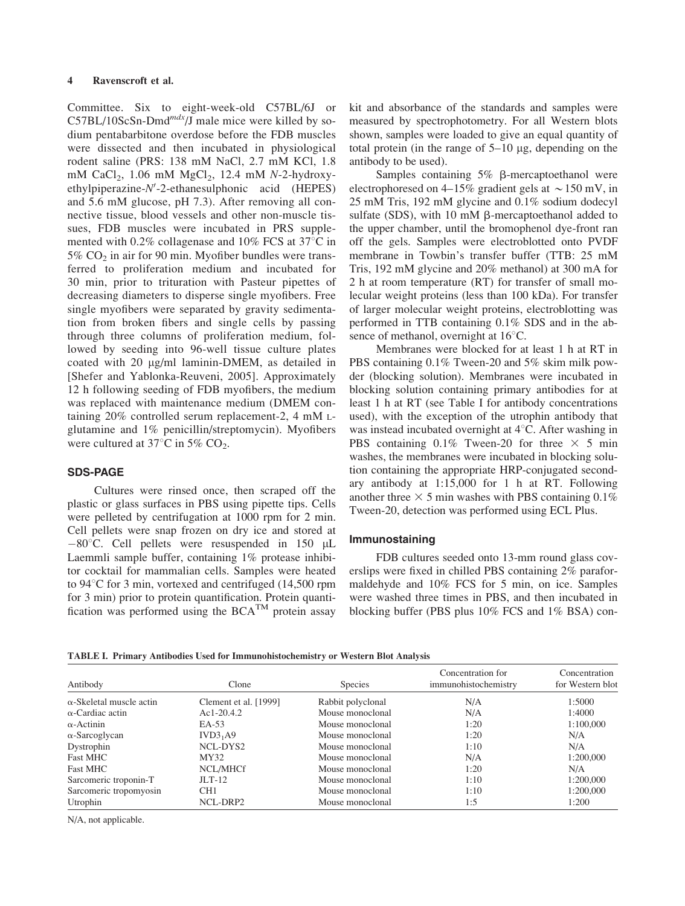Committee. Six to eight-week-old C57BL/6J or C57BL/10ScSn-Dmd$^{mdx}$/J male mice were killed by sodium pentabarbitone overdose before the FDB muscles were dissected and then incubated in physiological rodent saline (PRS: 138 mM NaCl, 2.7 mM KCl, 1.8 mM $CaCl_2$, 1.06 mM $MgCl_2$, 12.4 mM *N*-2-hydroxyethylpiperazine-*N*′-2-ethanesulphonic acid (HEPES) and 5.6 mM glucose, pH 7.3). After removing all connective tissue, blood vessels and other non-muscle tissues, FDB muscles were incubated in PRS supplemented with 0.2% collagenase and 10% FCS at 37°C in 5% $CO_2$ in air for 90 min. Myofiber bundles were transferred to proliferation medium and incubated for 30 min, prior to trituration with Pasteur pipettes of decreasing diameters to disperse single myofibers. Free single myofibers were separated by gravity sedimentation from broken fibers and single cells by passing through three columns of proliferation medium, followed by seeding into 96-well tissue culture plates coated with 20 μg/ml laminin-DMEM, as detailed in [Shefer and Yablonka-Reuveni, 2005]. Approximately 12 h following seeding of FDB myofibers, the medium was replaced with maintenance medium (DMEM containing 20% controlled serum replacement-2, 4 mM L-glutamine and 1% penicillin/streptomycin). Myofibers were cultured at 37°C in 5% $CO_2$.

## SDS-PAGE

Cultures were rinsed once, then scraped off the plastic or glass surfaces in PBS using pipette tips. Cells were pelleted by centrifugation at 1000 rpm for 2 min. Cell pellets were snap frozen on dry ice and stored at −80°C. Cell pellets were resuspended in 150 μL Laemmli sample buffer, containing 1% protease inhibitor cocktail for mammalian cells. Samples were heated to 94°C for 3 min, vortexed and centrifuged (14,500 rpm for 3 min) prior to protein quantification. Protein quantification was performed using the BCA™ protein assay kit and absorbance of the standards and samples were measured by spectrophotometry. For all Western blots shown, samples were loaded to give an equal quantity of total protein (in the range of 5–10 μg, depending on the antibody to be used).

Samples containing 5% β-mercaptoethanol were electrophoresed on 4–15% gradient gels at ∼150 mV, in 25 mM Tris, 192 mM glycine and 0.1% sodium dodecyl sulfate (SDS), with 10 mM β-mercaptoethanol added to the upper chamber, until the bromophenol dye-front ran off the gels. Samples were electroblotted onto PVDF membrane in Towbin's transfer buffer (TTB: 25 mM Tris, 192 mM glycine and 20% methanol) at 300 mA for 2 h at room temperature (RT) for transfer of small molecular weight proteins (less than 100 kDa). For transfer of larger molecular weight proteins, electroblotting was performed in TTB containing 0.1% SDS and in the absence of methanol, overnight at 16°C.

Membranes were blocked for at least 1 h at RT in PBS containing 0.1% Tween-20 and 5% skim milk powder (blocking solution). Membranes were incubated in blocking solution containing primary antibodies for at least 1 h at RT (see Table I for antibody concentrations used), with the exception of the utrophin antibody that was instead incubated overnight at 4°C. After washing in PBS containing 0.1% Tween-20 for three × 5 min washes, the membranes were incubated in blocking solution containing the appropriate HRP-conjugated secondary antibody at 1:15,000 for 1 h at RT. Following another three × 5 min washes with PBS containing 0.1% Tween-20, detection was performed using ECL Plus.

## Immunostaining

FDB cultures seeded onto 13-mm round glass coverslips were fixed in chilled PBS containing 2% paraformaldehyde and 10% FCS for 5 min, on ice. Samples were washed three times in PBS, and then incubated in blocking buffer (PBS plus 10% FCS and 1% BSA) con-

**TABLE I. Primary Antibodies Used for Immunohistochemistry or Western Blot Analysis**

| Antibody | Clone | Species | Concentration for immunohistochemistry | Concentration for Western blot |
|---|---|---|---|---|
| α-Skeletal muscle actin | Clement et al. [1999] | Rabbit polyclonal | N/A | 1:5000 |
| α-Cardiac actin | Ac1-20.4.2 | Mouse monoclonal | N/A | 1:4000 |
| α-Actinin | EA-53 | Mouse monoclonal | 1:20 | 1:100,000 |
| α-Sarcoglycan | $IVD3_1A9$ | Mouse monoclonal | 1:20 | N/A |
| Dystrophin | NCL-DYS2 | Mouse monoclonal | 1:10 | N/A |
| Fast MHC | MY32 | Mouse monoclonal | N/A | 1:200,000 |
| Fast MHC | NCL/MHCf | Mouse monoclonal | 1:20 | N/A |
| Sarcomeric troponin-T | JLT-12 | Mouse monoclonal | 1:10 | 1:200,000 |
| Sarcomeric tropomyosin | CH1 | Mouse monoclonal | 1:10 | 1:200,000 |
| Utrophin | NCL-DRP2 | Mouse monoclonal | 1:5 | 1:200 |

N/A, not applicable.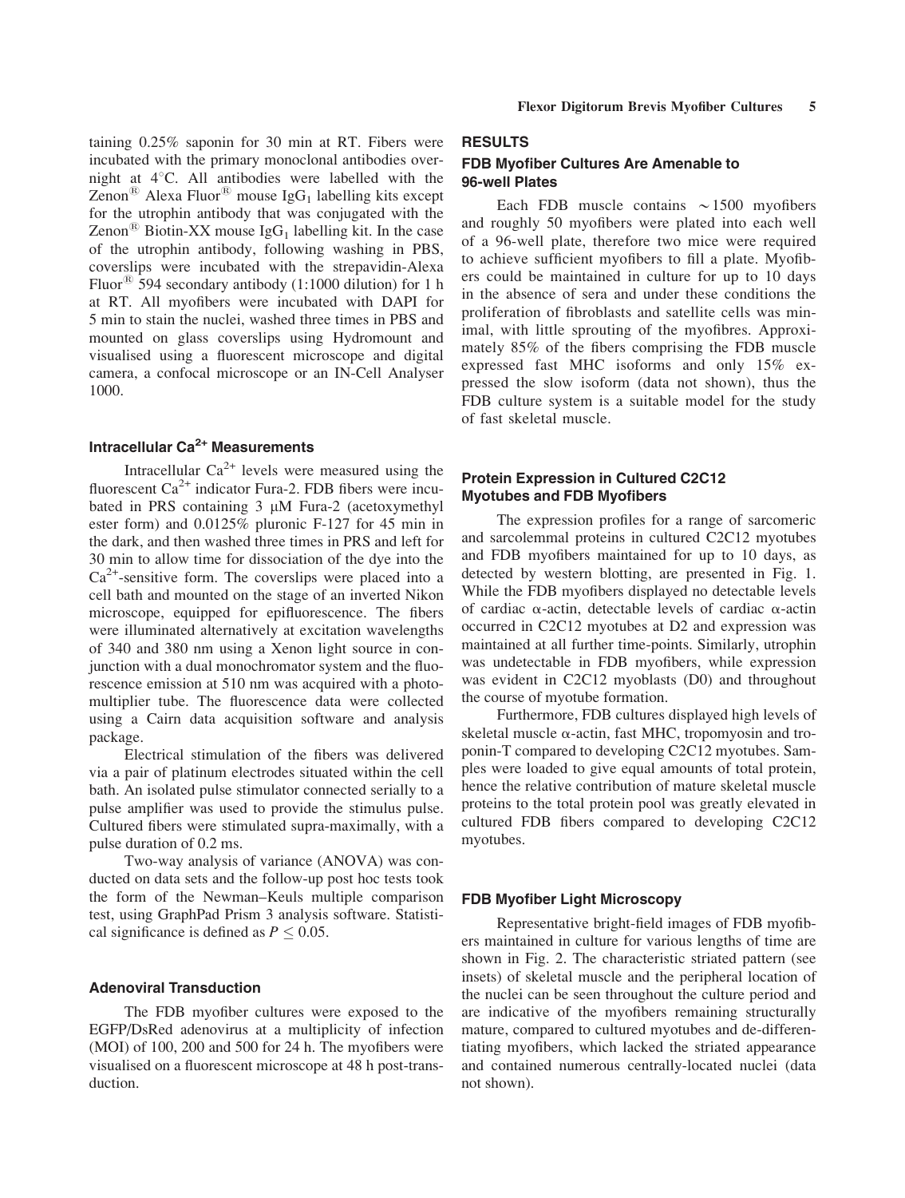taining 0.25% saponin for 30 min at RT. Fibers were incubated with the primary monoclonal antibodies overnight at 4°C. All antibodies were labelled with the Zenon® Alexa Fluor® mouse $IgG_1$ labelling kits except for the utrophin antibody that was conjugated with the Zenon® Biotin-XX mouse $IgG_1$ labelling kit. In the case of the utrophin antibody, following washing in PBS, coverslips were incubated with the strepavidin-Alexa Fluor® 594 secondary antibody (1:1000 dilution) for 1 h at RT. All myofibers were incubated with DAPI for 5 min to stain the nuclei, washed three times in PBS and mounted on glass coverslips using Hydromount and visualised using a fluorescent microscope and digital camera, a confocal microscope or an IN-Cell Analyser 1000.

### Intracellular $Ca^{2+}$ Measurements

Intracellular $Ca^{2+}$ levels were measured using the fluorescent $Ca^{2+}$ indicator Fura-2. FDB fibers were incubated in PRS containing 3 μM Fura-2 (acetoxymethyl ester form) and 0.0125% pluronic F-127 for 45 min in the dark, and then washed three times in PRS and left for 30 min to allow time for dissociation of the dye into the $Ca^{2+}$-sensitive form. The coverslips were placed into a cell bath and mounted on the stage of an inverted Nikon microscope, equipped for epifluorescence. The fibers were illuminated alternatively at excitation wavelengths of 340 and 380 nm using a Xenon light source in conjunction with a dual monochromator system and the fluorescence emission at 510 nm was acquired with a photomultiplier tube. The fluorescence data were collected using a Cairn data acquisition software and analysis package.

Electrical stimulation of the fibers was delivered via a pair of platinum electrodes situated within the cell bath. An isolated pulse stimulator connected serially to a pulse amplifier was used to provide the stimulus pulse. Cultured fibers were stimulated supra-maximally, with a pulse duration of 0.2 ms.

Two-way analysis of variance (ANOVA) was conducted on data sets and the follow-up post hoc tests took the form of the Newman–Keuls multiple comparison test, using GraphPad Prism 3 analysis software. Statistical significance is defined as $P \leq 0.05$.

### Adenoviral Transduction

The FDB myofiber cultures were exposed to the EGFP/DsRed adenovirus at a multiplicity of infection (MOI) of 100, 200 and 500 for 24 h. The myofibers were visualised on a fluorescent microscope at 48 h post-transduction.

## RESULTS

### FDB Myofiber Cultures Are Amenable to 96-well Plates

Each FDB muscle contains ∼1500 myofibers and roughly 50 myofibers were plated into each well of a 96-well plate, therefore two mice were required to achieve sufficient myofibers to fill a plate. Myofibers could be maintained in culture for up to 10 days in the absence of sera and under these conditions the proliferation of fibroblasts and satellite cells was minimal, with little sprouting of the myofibres. Approximately 85% of the fibers comprising the FDB muscle expressed fast MHC isoforms and only 15% expressed the slow isoform (data not shown), thus the FDB culture system is a suitable model for the study of fast skeletal muscle.

### Protein Expression in Cultured C2C12 Myotubes and FDB Myofibers

The expression profiles for a range of sarcomeric and sarcolemmal proteins in cultured C2C12 myotubes and FDB myofibers maintained for up to 10 days, as detected by western blotting, are presented in Fig. 1. While the FDB myofibers displayed no detectable levels of cardiac α-actin, detectable levels of cardiac α-actin occurred in C2C12 myotubes at D2 and expression was maintained at all further time-points. Similarly, utrophin was undetectable in FDB myofibers, while expression was evident in C2C12 myoblasts (D0) and throughout the course of myotube formation.

Furthermore, FDB cultures displayed high levels of skeletal muscle α-actin, fast MHC, tropomyosin and troponin-T compared to developing C2C12 myotubes. Samples were loaded to give equal amounts of total protein, hence the relative contribution of mature skeletal muscle proteins to the total protein pool was greatly elevated in cultured FDB fibers compared to developing C2C12 myotubes.

### FDB Myofiber Light Microscopy

Representative bright-field images of FDB myofibers maintained in culture for various lengths of time are shown in Fig. 2. The characteristic striated pattern (see insets) of skeletal muscle and the peripheral location of the nuclei can be seen throughout the culture period and are indicative of the myofibers remaining structurally mature, compared to cultured myotubes and de-differentiating myofibers, which lacked the striated appearance and contained numerous centrally-located nuclei (data not shown).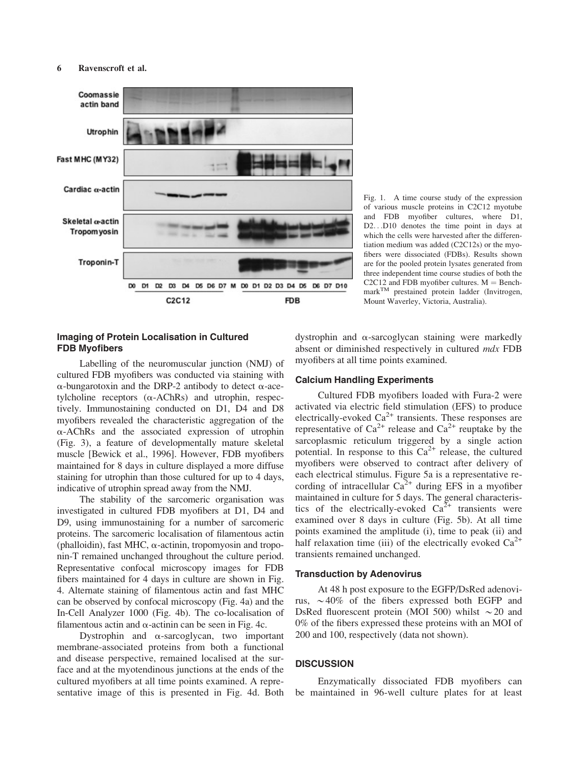Fig. 1. A time course study of the expression of various muscle proteins in C2C12 myotube and FDB myofiber cultures, where D1, D2…D10 denotes the time point in days at which the cells were harvested after the differentiation medium was added (C2C12s) or the myofibers were dissociated (FDBs). Results shown are for the pooled protein lysates generated from three independent time course studies of both the C2C12 and FDB myofiber cultures. M = Benchmark™ prestained protein ladder (Invitrogen, Mount Waverley, Victoria, Australia).

### Imaging of Protein Localisation in Cultured FDB Myofibers

Labelling of the neuromuscular junction (NMJ) of cultured FDB myofibers was conducted via staining with α-bungarotoxin and the DRP-2 antibody to detect α-acetylcholine receptors (α-AChRs) and utrophin, respectively. Immunostaining conducted on D1, D4 and D8 myofibers revealed the characteristic aggregation of the α-AChRs and the associated expression of utrophin (Fig. 3), a feature of developmentally mature skeletal muscle [Bewick et al., 1996]. However, FDB myofibers maintained for 8 days in culture displayed a more diffuse staining for utrophin than those cultured for up to 4 days, indicative of utrophin spread away from the NMJ.

The stability of the sarcomeric organisation was investigated in cultured FDB myofibers at D1, D4 and D9, using immunostaining for a number of sarcomeric proteins. The sarcomeric localisation of filamentous actin (phalloidin), fast MHC, α-actinin, tropomyosin and troponin-T remained unchanged throughout the culture period. Representative confocal microscopy images for FDB fibers maintained for 4 days in culture are shown in Fig. 4. Alternate staining of filamentous actin and fast MHC can be observed by confocal microscopy (Fig. 4a) and the In-Cell Analyzer 1000 (Fig. 4b). The co-localisation of filamentous actin and α-actinin can be seen in Fig. 4c.

Dystrophin and α-sarcoglycan, two important membrane-associated proteins from both a functional and disease perspective, remained localised at the surface and at the myotendinous junctions at the ends of the cultured myofibers at all time points examined. A representative image of this is presented in Fig. 4d. Both dystrophin and α-sarcoglycan staining were markedly absent or diminished respectively in cultured *mdx* FDB myofibers at all time points examined.

### Calcium Handling Experiments

Cultured FDB myofibers loaded with Fura-2 were activated via electric field stimulation (EFS) to produce electrically-evoked $Ca^{2+}$ transients. These responses are representative of $Ca^{2+}$ release and $Ca^{2+}$ reuptake by the sarcoplasmic reticulum triggered by a single action potential. In response to this $Ca^{2+}$ release, the cultured myofibers were observed to contract after delivery of each electrical stimulus. Figure 5a is a representative recording of intracellular $Ca^{2+}$ during EFS in a myofiber maintained in culture for 5 days. The general characteristics of the electrically-evoked $Ca^{2+}$ transients were examined over 8 days in culture (Fig. 5b). At all time points examined the amplitude (i), time to peak (ii) and half relaxation time (iii) of the electrically evoked $Ca^{2+}$ transients remained unchanged.

### Transduction by Adenovirus

At 48 h post exposure to the EGFP/DsRed adenovirus, ~40% of the fibers expressed both EGFP and DsRed fluorescent protein (MOI 500) whilst ~20 and 0% of the fibers expressed these proteins with an MOI of 200 and 100, respectively (data not shown).

## DISCUSSION

Enzymatically dissociated FDB myofibers can be maintained in 96-well culture plates for at least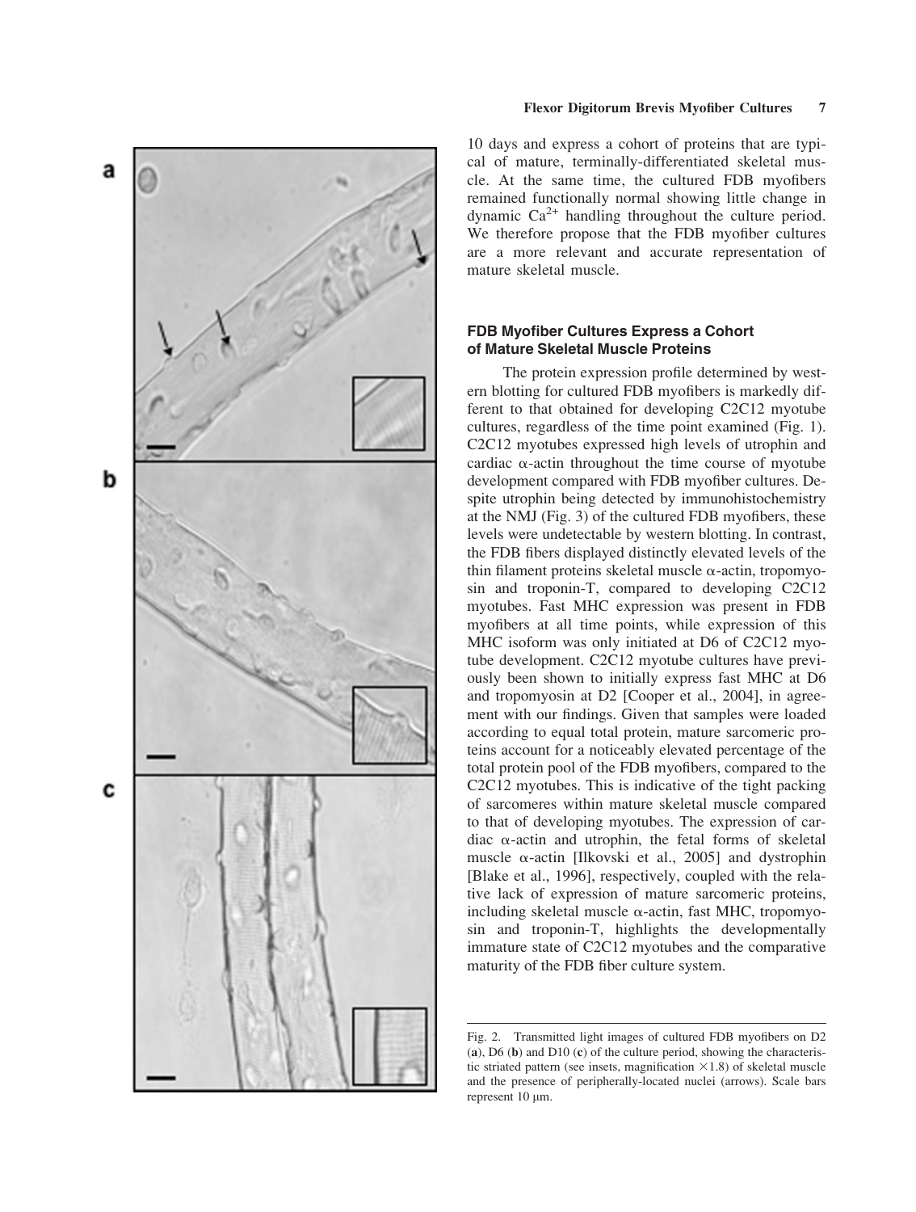10 days and express a cohort of proteins that are typical of mature, terminally-differentiated skeletal muscle. At the same time, the cultured FDB myofibers remained functionally normal showing little change in dynamic $Ca^{2+}$ handling throughout the culture period. We therefore propose that the FDB myofiber cultures are a more relevant and accurate representation of mature skeletal muscle.

### FDB Myofiber Cultures Express a Cohort of Mature Skeletal Muscle Proteins

The protein expression profile determined by western blotting for cultured FDB myofibers is markedly different to that obtained for developing C2C12 myotube cultures, regardless of the time point examined (Fig. 1). C2C12 myotubes expressed high levels of utrophin and cardiac α-actin throughout the time course of myotube development compared with FDB myofiber cultures. Despite utrophin being detected by immunohistochemistry at the NMJ (Fig. 3) of the cultured FDB myofibers, these levels were undetectable by western blotting. In contrast, the FDB fibers displayed distinctly elevated levels of the thin filament proteins skeletal muscle α-actin, tropomyosin and troponin-T, compared to developing C2C12 myotubes. Fast MHC expression was present in FDB myofibers at all time points, while expression of this MHC isoform was only initiated at D6 of C2C12 myotube development. C2C12 myotube cultures have previously been shown to initially express fast MHC at D6 and tropomyosin at D2 [Cooper et al., 2004], in agreement with our findings. Given that samples were loaded according to equal total protein, mature sarcomeric proteins account for a noticeably elevated percentage of the total protein pool of the FDB myofibers, compared to the C2C12 myotubes. This is indicative of the tight packing of sarcomeres within mature skeletal muscle compared to that of developing myotubes. The expression of cardiac α-actin and utrophin, the fetal forms of skeletal muscle α-actin [Ilkovski et al., 2005] and dystrophin [Blake et al., 1996], respectively, coupled with the relative lack of expression of mature sarcomeric proteins, including skeletal muscle α-actin, fast MHC, tropomyosin and troponin-T, highlights the developmentally immature state of C2C12 myotubes and the comparative maturity of the FDB fiber culture system.

Fig. 2. Transmitted light images of cultured FDB myofibers on D2 (**a**), D6 (**b**) and D10 (**c**) of the culture period, showing the characteristic striated pattern (see insets, magnification ×1.8) of skeletal muscle and the presence of peripherally-located nuclei (arrows). Scale bars represent 10 μm.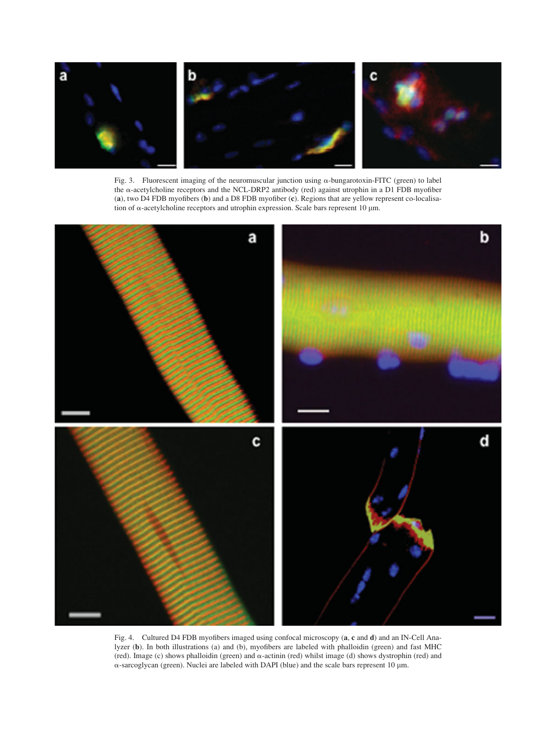Fig. 3. Fluorescent imaging of the neuromuscular junction using α-bungarotoxin-FITC (green) to label the α-acetylcholine receptors and the NCL-DRP2 antibody (red) against utrophin in a D1 FDB myofiber (**a**), two D4 FDB myofibers (**b**) and a D8 FDB myofiber (**c**). Regions that are yellow represent co-localisation of α-acetylcholine receptors and utrophin expression. Scale bars represent 10 μm.

Fig. 4. Cultured D4 FDB myofibers imaged using confocal microscopy (**a**, **c** and **d**) and an IN-Cell Analyzer (**b**). In both illustrations (a) and (b), myofibers are labeled with phalloidin (green) and fast MHC (red). Image (c) shows phalloidin (green) and α-actinin (red) whilst image (d) shows dystrophin (red) and α-sarcoglycan (green). Nuclei are labeled with DAPI (blue) and the scale bars represent 10 μm.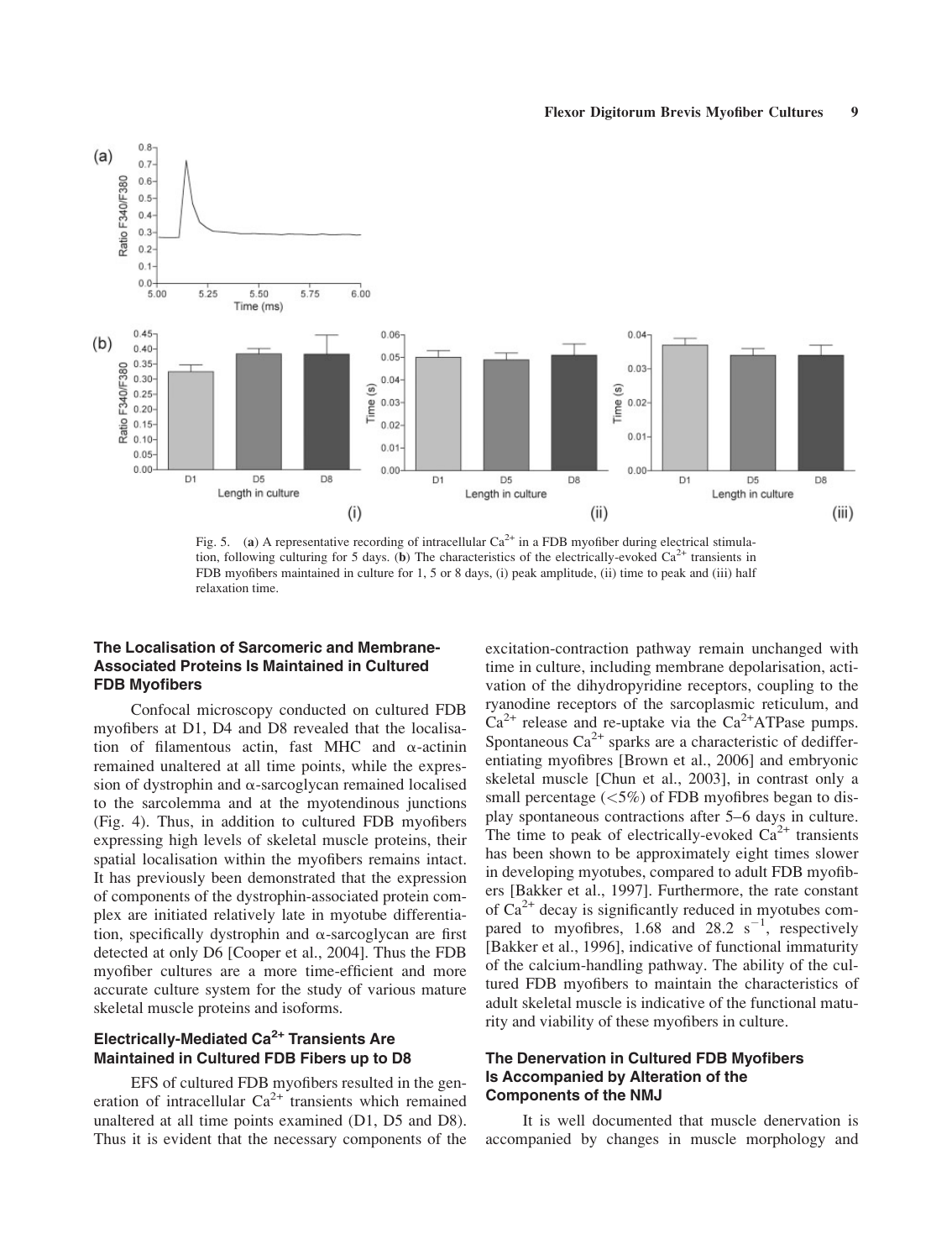Fig. 5. (**a**) A representative recording of intracellular $Ca^{2+}$ in a FDB myofiber during electrical stimulation, following culturing for 5 days. (**b**) The characteristics of the electrically-evoked $Ca^{2+}$ transients in FDB myofibers maintained in culture for 1, 5 or 8 days, (i) peak amplitude, (ii) time to peak and (iii) half relaxation time.

### The Localisation of Sarcomeric and Membrane-Associated Proteins Is Maintained in Cultured FDB Myofibers

Confocal microscopy conducted on cultured FDB myofibers at D1, D4 and D8 revealed that the localisation of filamentous actin, fast MHC and α-actinin remained unaltered at all time points, while the expression of dystrophin and α-sarcoglycan remained localised to the sarcolemma and at the myotendinous junctions (Fig. 4). Thus, in addition to cultured FDB myofibers expressing high levels of skeletal muscle proteins, their spatial localisation within the myofibers remains intact. It has previously been demonstrated that the expression of components of the dystrophin-associated protein complex are initiated relatively late in myotube differentiation, specifically dystrophin and α-sarcoglycan are first detected at only D6 [Cooper et al., 2004]. Thus the FDB myofiber cultures are a more time-efficient and more accurate culture system for the study of various mature skeletal muscle proteins and isoforms.

### Electrically-Mediated $Ca^{2+}$ Transients Are Maintained in Cultured FDB Fibers up to D8

EFS of cultured FDB myofibers resulted in the generation of intracellular $Ca^{2+}$ transients which remained unaltered at all time points examined (D1, D5 and D8). Thus it is evident that the necessary components of the excitation-contraction pathway remain unchanged with time in culture, including membrane depolarisation, activation of the dihydropyridine receptors, coupling to the ryanodine receptors of the sarcoplasmic reticulum, and $Ca^{2+}$ release and re-uptake via the $Ca^{2+}$ATPase pumps. Spontaneous $Ca^{2+}$ sparks are a characteristic of dedifferentiating myofibres [Brown et al., 2006] and embryonic skeletal muscle [Chun et al., 2003], in contrast only a small percentage (<5%) of FDB myofibres began to display spontaneous contractions after 5–6 days in culture. The time to peak of electrically-evoked $Ca^{2+}$ transients has been shown to be approximately eight times slower in developing myotubes, compared to adult FDB myofibers [Bakker et al., 1997]. Furthermore, the rate constant of $Ca^{2+}$ decay is significantly reduced in myotubes compared to myofibres, 1.68 and 28.2 $s^{-1}$, respectively [Bakker et al., 1996], indicative of functional immaturity of the calcium-handling pathway. The ability of the cultured FDB myofibers to maintain the characteristics of adult skeletal muscle is indicative of the functional maturity and viability of these myofibers in culture.

### The Denervation in Cultured FDB Myofibers Is Accompanied by Alteration of the Components of the NMJ

It is well documented that muscle denervation is accompanied by changes in muscle morphology and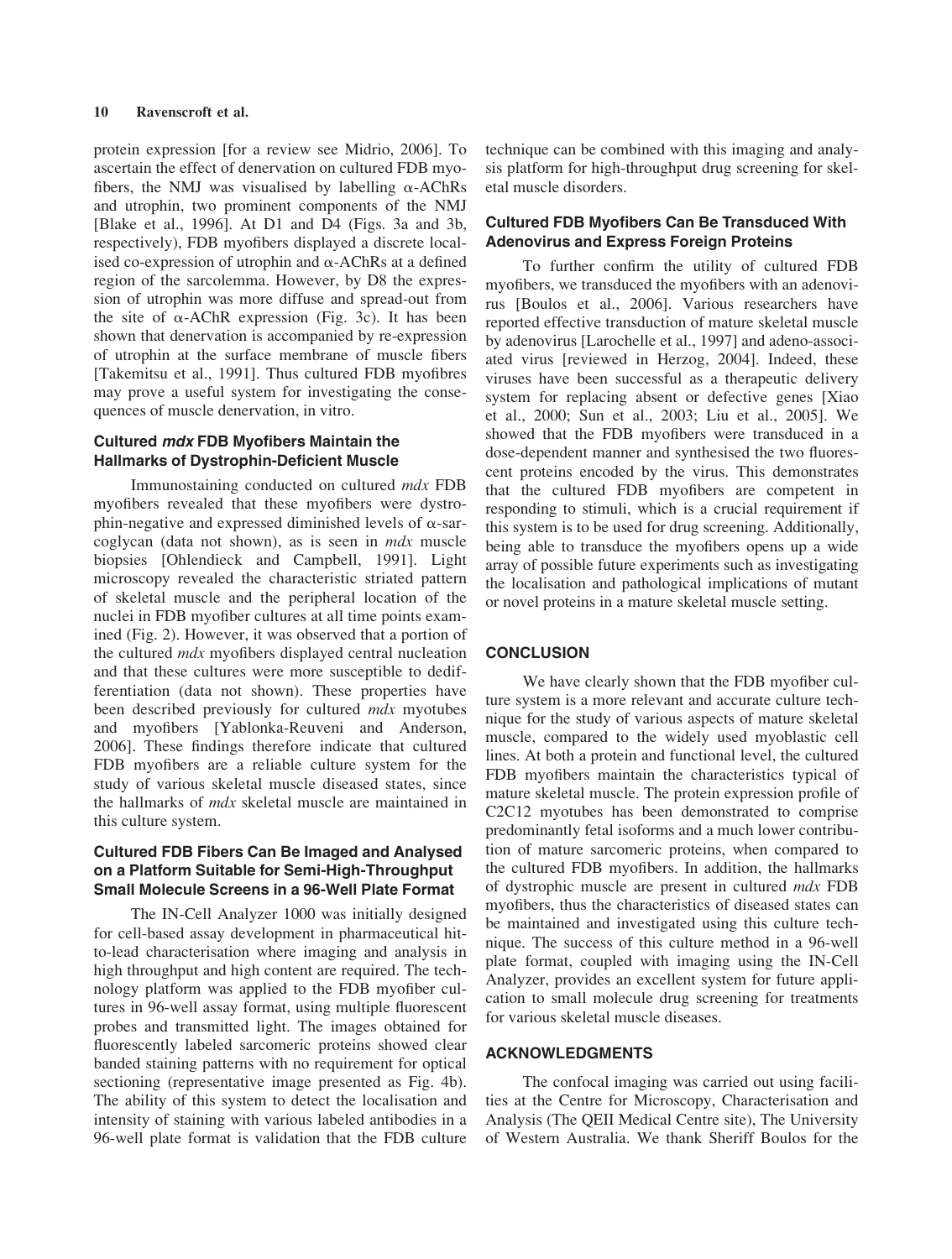protein expression [for a review see Midrio, 2006]. To ascertain the effect of denervation on cultured FDB myofibers, the NMJ was visualised by labelling α-AChRs and utrophin, two prominent components of the NMJ [Blake et al., 1996]. At D1 and D4 (Figs. 3a and 3b, respectively), FDB myofibers displayed a discrete localised co-expression of utrophin and α-AChRs at a defined region of the sarcolemma. However, by D8 the expression of utrophin was more diffuse and spread-out from the site of α-AChR expression (Fig. 3c). It has been shown that denervation is accompanied by re-expression of utrophin at the surface membrane of muscle fibers [Takemitsu et al., 1991]. Thus cultured FDB myofibres may prove a useful system for investigating the consequences of muscle denervation, in vitro.

### Cultured *mdx* FDB Myofibers Maintain the Hallmarks of Dystrophin-Deficient Muscle

Immunostaining conducted on cultured *mdx* FDB myofibers revealed that these myofibers were dystrophin-negative and expressed diminished levels of α-sarcoglycan (data not shown), as is seen in *mdx* muscle biopsies [Ohlendieck and Campbell, 1991]. Light microscopy revealed the characteristic striated pattern of skeletal muscle and the peripheral location of the nuclei in FDB myofiber cultures at all time points examined (Fig. 2). However, it was observed that a portion of the cultured *mdx* myofibers displayed central nucleation and that these cultures were more susceptible to dedifferentiation (data not shown). These properties have been described previously for cultured *mdx* myotubes and myofibers [Yablonka-Reuveni and Anderson, 2006]. These findings therefore indicate that cultured FDB myofibers are a reliable culture system for the study of various skeletal muscle diseased states, since the hallmarks of *mdx* skeletal muscle are maintained in this culture system.

### Cultured FDB Fibers Can Be Imaged and Analysed on a Platform Suitable for Semi-High-Throughput Small Molecule Screens in a 96-Well Plate Format

The IN-Cell Analyzer 1000 was initially designed for cell-based assay development in pharmaceutical hit-to-lead characterisation where imaging and analysis in high throughput and high content are required. The technology platform was applied to the FDB myofiber cultures in 96-well assay format, using multiple fluorescent probes and transmitted light. The images obtained for fluorescently labeled sarcomeric proteins showed clear banded staining patterns with no requirement for optical sectioning (representative image presented as Fig. 4b). The ability of this system to detect the localisation and intensity of staining with various labeled antibodies in a 96-well plate format is validation that the FDB culture technique can be combined with this imaging and analysis platform for high-throughput drug screening for skeletal muscle disorders.

### Cultured FDB Myofibers Can Be Transduced With Adenovirus and Express Foreign Proteins

To further confirm the utility of cultured FDB myofibers, we transduced the myofibers with an adenovirus [Boulos et al., 2006]. Various researchers have reported effective transduction of mature skeletal muscle by adenovirus [Larochelle et al., 1997] and adeno-associated virus [reviewed in Herzog, 2004]. Indeed, these viruses have been successful as a therapeutic delivery system for replacing absent or defective genes [Xiao et al., 2000; Sun et al., 2003; Liu et al., 2005]. We showed that the FDB myofibers were transduced in a dose-dependent manner and synthesised the two fluorescent proteins encoded by the virus. This demonstrates that the cultured FDB myofibers are competent in responding to stimuli, which is a crucial requirement if this system is to be used for drug screening. Additionally, being able to transduce the myofibers opens up a wide array of possible future experiments such as investigating the localisation and pathological implications of mutant or novel proteins in a mature skeletal muscle setting.

## CONCLUSION

We have clearly shown that the FDB myofiber culture system is a more relevant and accurate culture technique for the study of various aspects of mature skeletal muscle, compared to the widely used myoblastic cell lines. At both a protein and functional level, the cultured FDB myofibers maintain the characteristics typical of mature skeletal muscle. The protein expression profile of C2C12 myotubes has been demonstrated to comprise predominantly fetal isoforms and a much lower contribution of mature sarcomeric proteins, when compared to the cultured FDB myofibers. In addition, the hallmarks of dystrophic muscle are present in cultured *mdx* FDB myofibers, thus the characteristics of diseased states can be maintained and investigated using this culture technique. The success of this culture method in a 96-well plate format, coupled with imaging using the IN-Cell Analyzer, provides an excellent system for future application to small molecule drug screening for treatments for various skeletal muscle diseases.

## ACKNOWLEDGMENTS

The confocal imaging was carried out using facilities at the Centre for Microscopy, Characterisation and Analysis (The QEII Medical Centre site), The University of Western Australia. We thank Sheriff Boulos for the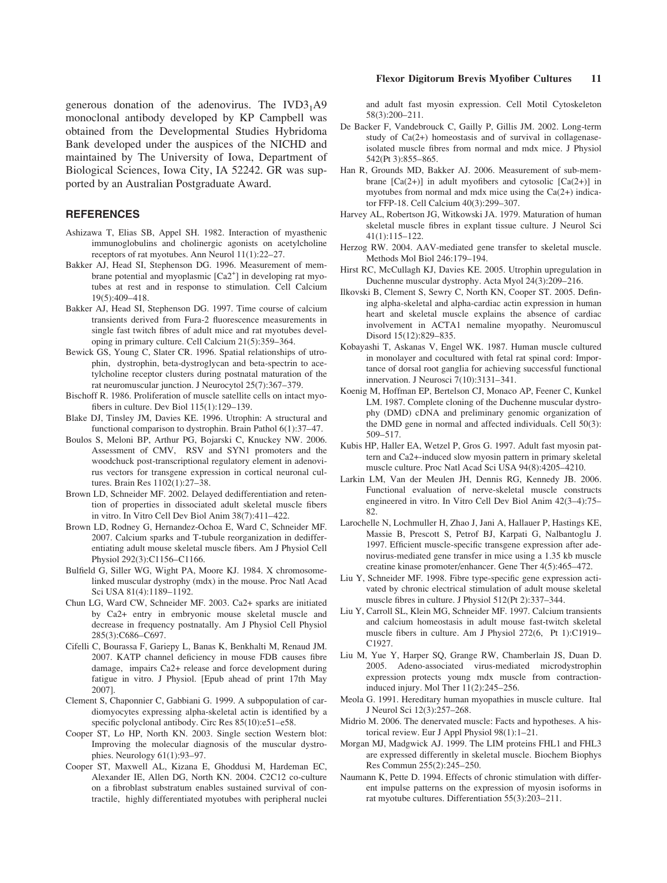generous donation of the adenovirus. The $IVD3_1A9$ monoclonal antibody developed by KP Campbell was obtained from the Developmental Studies Hybridoma Bank developed under the auspices of the NICHD and maintained by The University of Iowa, Department of Biological Sciences, Iowa City, IA 52242. GR was supported by an Australian Postgraduate Award.

## REFERENCES

Ashizawa T, Elias SB, Appel SH. 1982. Interaction of myasthenic immunoglobulins and cholinergic agonists on acetylcholine receptors of rat myotubes. Ann Neurol 11(1):22–27.

Bakker AJ, Head SI, Stephenson DG. 1996. Measurement of membrane potential and myoplasmic [$Ca2^+$] in developing rat myotubes at rest and in response to stimulation. Cell Calcium 19(5):409–418.

Bakker AJ, Head SI, Stephenson DG. 1997. Time course of calcium transients derived from Fura-2 fluorescence measurements in single fast twitch fibres of adult mice and rat myotubes developing in primary culture. Cell Calcium 21(5):359–364.

Bewick GS, Young C, Slater CR. 1996. Spatial relationships of utrophin, dystrophin, beta-dystroglycan and beta-spectrin to acetylcholine receptor clusters during postnatal maturation of the rat neuromuscular junction. J Neurocytol 25(7):367–379.

Bischoff R. 1986. Proliferation of muscle satellite cells on intact myofibers in culture. Dev Biol 115(1):129–139.

Blake DJ, Tinsley JM, Davies KE. 1996. Utrophin: A structural and functional comparison to dystrophin. Brain Pathol 6(1):37–47.

Boulos S, Meloni BP, Arthur PG, Bojarski C, Knuckey NW. 2006. Assessment of CMV, RSV and SYN1 promoters and the woodchuck post-transcriptional regulatory element in adenovirus vectors for transgene expression in cortical neuronal cultures. Brain Res 1102(1):27–38.

Brown LD, Schneider MF. 2002. Delayed dedifferentiation and retention of properties in dissociated adult skeletal muscle fibers in vitro. In Vitro Cell Dev Biol Anim 38(7):411–422.

Brown LD, Rodney G, Hernandez-Ochoa E, Ward C, Schneider MF. 2007. Calcium sparks and T-tubule reorganization in dedifferentiating adult mouse skeletal muscle fibers. Am J Physiol Cell Physiol 292(3):C1156–C1166.

Bulfield G, Siller WG, Wight PA, Moore KJ. 1984. X chromosome-linked muscular dystrophy (mdx) in the mouse. Proc Natl Acad Sci USA 81(4):1189–1192.

Chun LG, Ward CW, Schneider MF. 2003. Ca2+ sparks are initiated by Ca2+ entry in embryonic mouse skeletal muscle and decrease in frequency postnatally. Am J Physiol Cell Physiol 285(3):C686–C697.

Cifelli C, Bourassa F, Gariepy L, Banas K, Benkhalti M, Renaud JM. 2007. KATP channel deficiency in mouse FDB causes fibre damage, impairs Ca2+ release and force development during fatigue in vitro. J Physiol. [Epub ahead of print 17th May 2007].

Clement S, Chaponnier C, Gabbiani G. 1999. A subpopulation of cardiomyocytes expressing alpha-skeletal actin is identified by a specific polyclonal antibody. Circ Res 85(10):e51–e58.

Cooper ST, Lo HP, North KN. 2003. Single section Western blot: Improving the molecular diagnosis of the muscular dystrophies. Neurology 61(1):93–97.

Cooper ST, Maxwell AL, Kizana E, Ghoddusi M, Hardeman EC, Alexander IE, Allen DG, North KN. 2004. C2C12 co-culture on a fibroblast substratum enables sustained survival of contractile, highly differentiated myotubes with peripheral nuclei and adult fast myosin expression. Cell Motil Cytoskeleton 58(3):200–211.

De Backer F, Vandebrouck C, Gailly P, Gillis JM. 2002. Long-term study of Ca(2+) homeostasis and of survival in collagenase-isolated muscle fibres from normal and mdx mice. J Physiol 542(Pt 3):855–865.

Han R, Grounds MD, Bakker AJ. 2006. Measurement of sub-membrane [Ca(2+)] in adult myofibers and cytosolic [Ca(2+)] in myotubes from normal and mdx mice using the Ca(2+) indicator FFP-18. Cell Calcium 40(3):299–307.

Harvey AL, Robertson JG, Witkowski JA. 1979. Maturation of human skeletal muscle fibres in explant tissue culture. J Neurol Sci 41(1):115–122.

Herzog RW. 2004. AAV-mediated gene transfer to skeletal muscle. Methods Mol Biol 246:179–194.

Hirst RC, McCullagh KJ, Davies KE. 2005. Utrophin upregulation in Duchenne muscular dystrophy. Acta Myol 24(3):209–216.

Ilkovski B, Clement S, Sewry C, North KN, Cooper ST. 2005. Defining alpha-skeletal and alpha-cardiac actin expression in human heart and skeletal muscle explains the absence of cardiac involvement in ACTA1 nemaline myopathy. Neuromuscul Disord 15(12):829–835.

Kobayashi T, Askanas V, Engel WK. 1987. Human muscle cultured in monolayer and cocultured with fetal rat spinal cord: Importance of dorsal root ganglia for achieving successful functional innervation. J Neurosci 7(10):3131–341.

Koenig M, Hoffman EP, Bertelson CJ, Monaco AP, Feener C, Kunkel LM. 1987. Complete cloning of the Duchenne muscular dystrophy (DMD) cDNA and preliminary genomic organization of the DMD gene in normal and affected individuals. Cell 50(3): 509–517.

Kubis HP, Haller EA, Wetzel P, Gros G. 1997. Adult fast myosin pattern and Ca2+-induced slow myosin pattern in primary skeletal muscle culture. Proc Natl Acad Sci USA 94(8):4205–4210.

Larkin LM, Van der Meulen JH, Dennis RG, Kennedy JB. 2006. Functional evaluation of nerve-skeletal muscle constructs engineered in vitro. In Vitro Cell Dev Biol Anim 42(3–4):75–82.

Larochelle N, Lochmuller H, Zhao J, Jani A, Hallauer P, Hastings KE, Massie B, Prescott S, Petrof BJ, Karpati G, Nalbantoglu J. 1997. Efficient muscle-specific transgene expression after adenovirus-mediated gene transfer in mice using a 1.35 kb muscle creatine kinase promoter/enhancer. Gene Ther 4(5):465–472.

Liu Y, Schneider MF. 1998. Fibre type-specific gene expression activated by chronic electrical stimulation of adult mouse skeletal muscle fibres in culture. J Physiol 512(Pt 2):337–344.

Liu Y, Carroll SL, Klein MG, Schneider MF. 1997. Calcium transients and calcium homeostasis in adult mouse fast-twitch skeletal muscle fibers in culture. Am J Physiol 272(6, Pt 1):C1919–C1927.

Liu M, Yue Y, Harper SQ, Grange RW, Chamberlain JS, Duan D. 2005. Adeno-associated virus-mediated microdystrophin expression protects young mdx muscle from contraction-induced injury. Mol Ther 11(2):245–256.

Meola G. 1991. Hereditary human myopathies in muscle culture. Ital J Neurol Sci 12(3):257–268.

Midrio M. 2006. The denervated muscle: Facts and hypotheses. A historical review. Eur J Appl Physiol 98(1):1–21.

Morgan MJ, Madgwick AJ. 1999. The LIM proteins FHL1 and FHL3 are expressed differently in skeletal muscle. Biochem Biophys Res Commun 255(2):245–250.

Naumann K, Pette D. 1994. Effects of chronic stimulation with different impulse patterns on the expression of myosin isoforms in rat myotube cultures. Differentiation 55(3):203–211.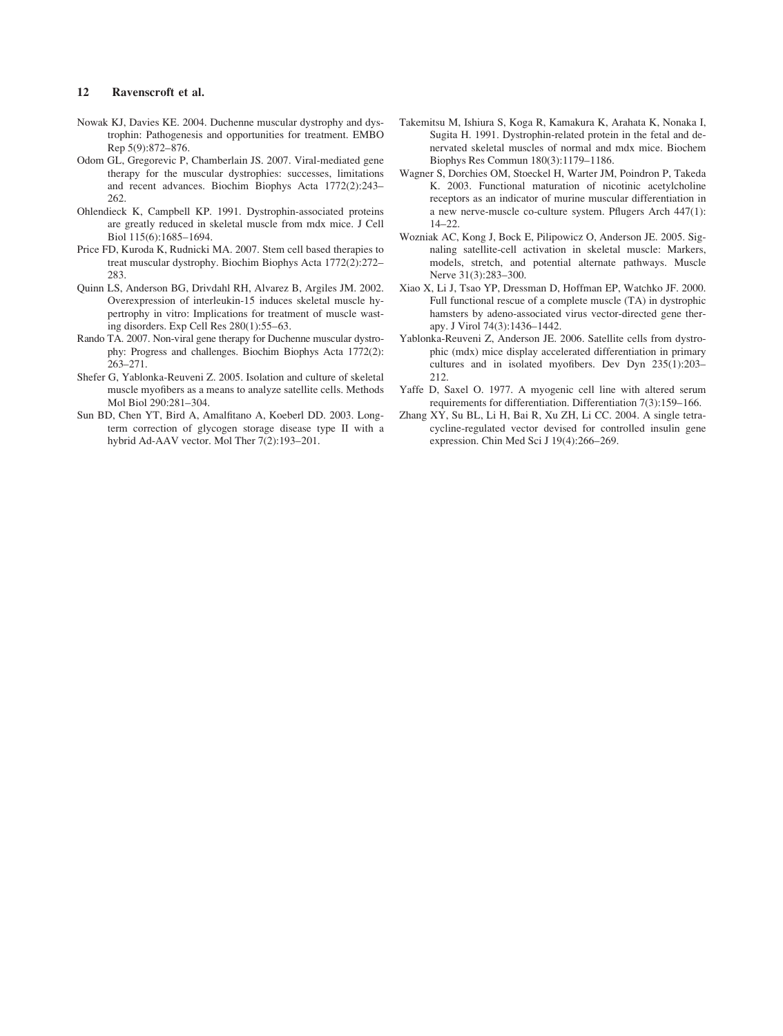Nowak KJ, Davies KE. 2004. Duchenne muscular dystrophy and dystrophin: Pathogenesis and opportunities for treatment. EMBO Rep 5(9):872–876.

Odom GL, Gregorevic P, Chamberlain JS. 2007. Viral-mediated gene therapy for the muscular dystrophies: successes, limitations and recent advances. Biochim Biophys Acta 1772(2):243–262.

Ohlendieck K, Campbell KP. 1991. Dystrophin-associated proteins are greatly reduced in skeletal muscle from mdx mice. J Cell Biol 115(6):1685–1694.

Price FD, Kuroda K, Rudnicki MA. 2007. Stem cell based therapies to treat muscular dystrophy. Biochim Biophys Acta 1772(2):272–283.

Quinn LS, Anderson BG, Drivdahl RH, Alvarez B, Argiles JM. 2002. Overexpression of interleukin-15 induces skeletal muscle hypertrophy in vitro: Implications for treatment of muscle wasting disorders. Exp Cell Res 280(1):55–63.

Rando TA. 2007. Non-viral gene therapy for Duchenne muscular dystrophy: Progress and challenges. Biochim Biophys Acta 1772(2):263–271.

Shefer G, Yablonka-Reuveni Z. 2005. Isolation and culture of skeletal muscle myofibers as a means to analyze satellite cells. Methods Mol Biol 290:281–304.

Sun BD, Chen YT, Bird A, Amalfitano A, Koeberl DD. 2003. Long-term correction of glycogen storage disease type II with a hybrid Ad-AAV vector. Mol Ther 7(2):193–201.

Takemitsu M, Ishiura S, Koga R, Kamakura K, Arahata K, Nonaka I, Sugita H. 1991. Dystrophin-related protein in the fetal and denervated skeletal muscles of normal and mdx mice. Biochem Biophys Res Commun 180(3):1179–1186.

Wagner S, Dorchies OM, Stoeckel H, Warter JM, Poindron P, Takeda K. 2003. Functional maturation of nicotinic acetylcholine receptors as an indicator of murine muscular differentiation in a new nerve-muscle co-culture system. Pflugers Arch 447(1):14–22.

Wozniak AC, Kong J, Bock E, Pilipowicz O, Anderson JE. 2005. Signaling satellite-cell activation in skeletal muscle: Markers, models, stretch, and potential alternate pathways. Muscle Nerve 31(3):283–300.

Xiao X, Li J, Tsao YP, Dressman D, Hoffman EP, Watchko JF. 2000. Full functional rescue of a complete muscle (TA) in dystrophic hamsters by adeno-associated virus vector-directed gene therapy. J Virol 74(3):1436–1442.

Yablonka-Reuveni Z, Anderson JE. 2006. Satellite cells from dystrophic (mdx) mice display accelerated differentiation in primary cultures and in isolated myofibers. Dev Dyn 235(1):203–212.

Yaffe D, Saxel O. 1977. A myogenic cell line with altered serum requirements for differentiation. Differentiation 7(3):159–166.

Zhang XY, Su BL, Li H, Bai R, Xu ZH, Li CC. 2004. A single tetracycline-regulated vector devised for controlled insulin gene expression. Chin Med Sci J 19(4):266–269.